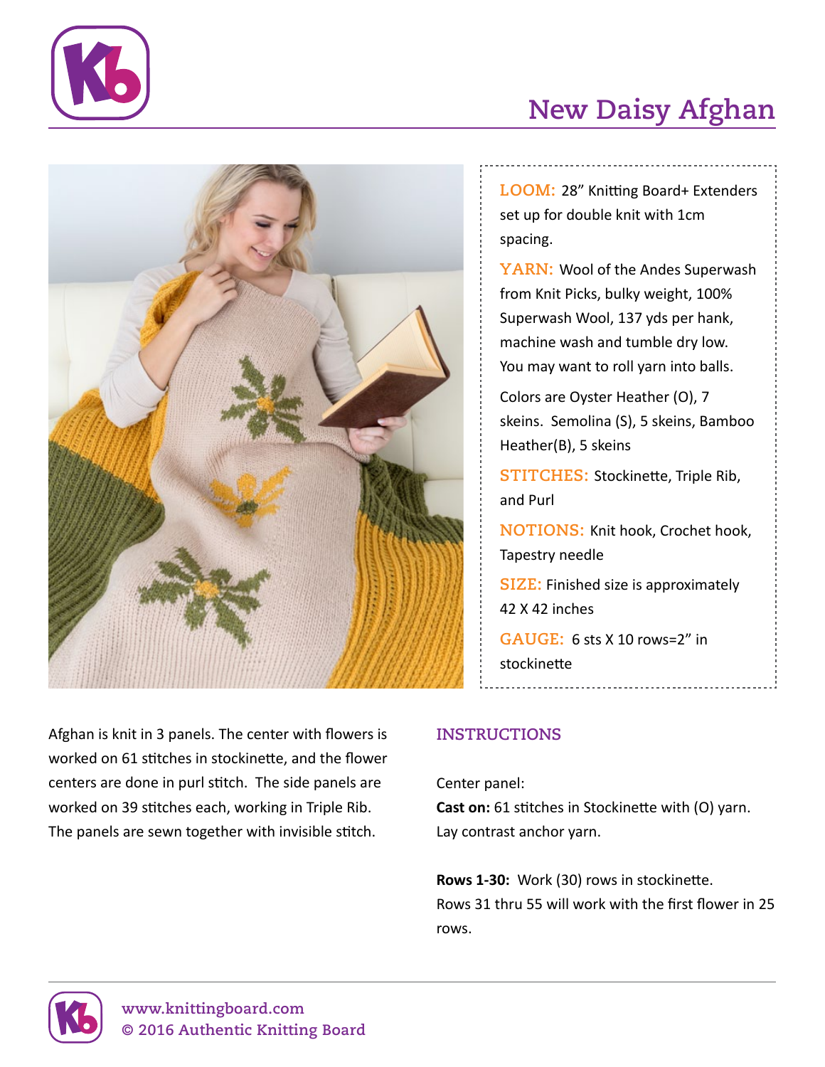# New Daisy Afghan

**LOOM:** 28" Knitting Board+ Extenders set up for double knit with 1cm spacing.

**YARN:** Wool of the Andes Superwash from Knit Picks, bulky weight, 100% Superwash Wool, 137 yds per hank, machine wash and tumble dry low. You may want to roll yarn into balls.

Colors are Oyster Heather (O), 7 skeins. Semolina (S), 5 skeins, Bamboo Heather(B), 5 skeins

**STITCHES:** Stockinette, Triple Rib, and Purl

**NOTIONS:** Knit hook, Crochet hook, Tapestry needle

**SIZE:** Finished size is approximately 42 X 42 inches

**GAUGE:** 6 sts X 10 rows=2" in stockinette

Afghan is knit in 3 panels. The center with flowers is worked on 61 stitches in stockinette, and the flower centers are done in purl stitch. The side panels are worked on 39 stitches each, working in Triple Rib. The panels are sewn together with invisible stitch.

## INSTRUCTIONS

Center panel:

**Cast on:** 61 stitches in Stockinette with (O) yarn. Lay contrast anchor yarn.

**Rows 1-30:** Work (30) rows in stockinette.

Rows 31 thru 55 will work with the first flower in 25 rows.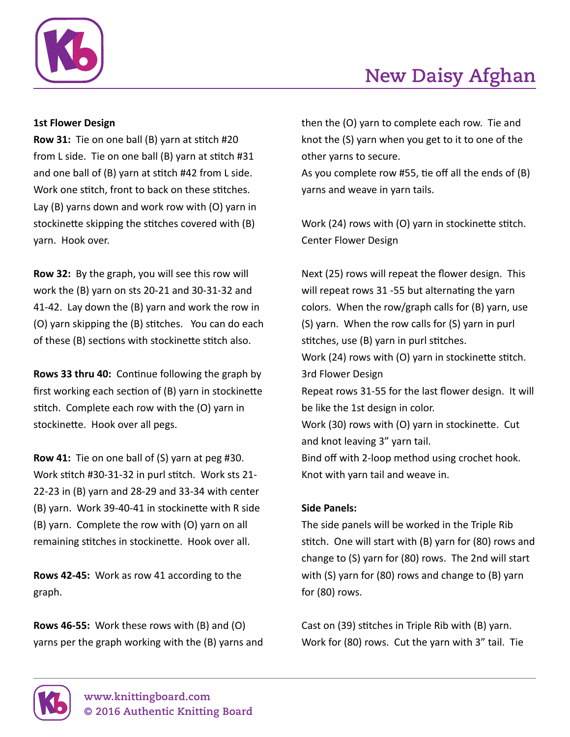**1st Flower Design**

**Row 31:** Tie on one ball (B) yarn at stitch #20 from L side. Tie on one ball (B) yarn at stitch #31 and one ball of (B) yarn at stitch #42 from L side. Work one stitch, front to back on these stitches. Lay (B) yarns down and work row with (O) yarn in stockinette skipping the stitches covered with (B) yarn. Hook over.

**Row 32:** By the graph, you will see this row will work the (B) yarn on sts 20-21 and 30-31-32 and 41-42. Lay down the (B) yarn and work the row in (O) yarn skipping the (B) stitches. You can do each of these (B) sections with stockinette stitch also.

**Rows 33 thru 40:** Continue following the graph by first working each section of (B) yarn in stockinette stitch. Complete each row with the (O) yarn in stockinette. Hook over all pegs.

**Row 41:** Tie on one ball of (S) yarn at peg #30. Work stitch #30-31-32 in purl stitch. Work sts 21-22-23 in (B) yarn and 28-29 and 33-34 with center (B) yarn. Work 39-40-41 in stockinette with R side (B) yarn. Complete the row with (O) yarn on all remaining stitches in stockinette. Hook over all.

**Rows 42-45:** Work as row 41 according to the graph.

**Rows 46-55:** Work these rows with (B) and (O) yarns per the graph working with the (B) yarns and then the (O) yarn to complete each row. Tie and knot the (S) yarn when you get to it to one of the other yarns to secure.

As you complete row #55, tie off all the ends of (B) yarns and weave in yarn tails.

Work (24) rows with (O) yarn in stockinette stitch.

Center Flower Design

Next (25) rows will repeat the flower design. This will repeat rows 31 -55 but alternating the yarn colors. When the row/graph calls for (B) yarn, use (S) yarn. When the row calls for (S) yarn in purl stitches, use (B) yarn in purl stitches.

Work (24) rows with (O) yarn in stockinette stitch.

3rd Flower Design

Repeat rows 31-55 for the last flower design. It will be like the 1st design in color.

Work (30) rows with (O) yarn in stockinette. Cut and knot leaving 3" yarn tail.

Bind off with 2-loop method using crochet hook. Knot with yarn tail and weave in.

**Side Panels:**

The side panels will be worked in the Triple Rib stitch. One will start with (B) yarn for (80) rows and change to (S) yarn for (80) rows. The 2nd will start with (S) yarn for (80) rows and change to (B) yarn for (80) rows.

Cast on (39) stitches in Triple Rib with (B) yarn. Work for (80) rows. Cut the yarn with 3" tail. Tie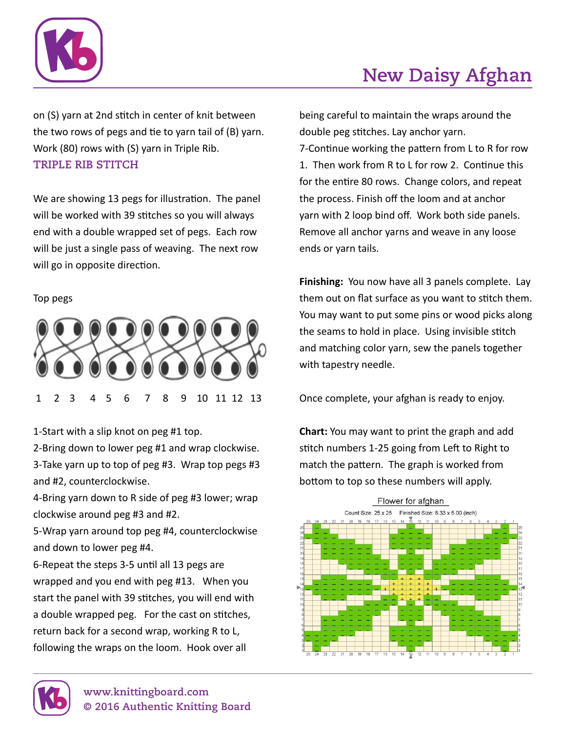# New Daisy Afghan

on (S) yarn at 2nd stitch in center of knit between the two rows of pegs and tie to yarn tail of (B) yarn. Work (80) rows with (S) yarn in Triple Rib.

## TRIPLE RIB STITCH

We are showing 13 pegs for illustration. The panel will be worked with 39 stitches so you will always end with a double wrapped set of pegs. Each row will be just a single pass of weaving. The next row will go in opposite direction.

Top pegs

1 2 3 4 5 6 7 8 9 10 11 12 13

1-Start with a slip knot on peg #1 top.
2-Bring down to lower peg #1 and wrap clockwise.
3-Take yarn up to top of peg #3. Wrap top pegs #3 and #2, counterclockwise.
4-Bring yarn down to R side of peg #3 lower; wrap clockwise around peg #3 and #2.
5-Wrap yarn around top peg #4, counterclockwise and down to lower peg #4.
6-Repeat the steps 3-5 until all 13 pegs are wrapped and you end with peg #13. When you start the panel with 39 stitches, you will end with a double wrapped peg. For the cast on stitches, return back for a second wrap, working R to L, following the wraps on the loom. Hook over all being careful to maintain the wraps around the double peg stitches. Lay anchor yarn.
7-Continue working the pattern from L to R for row 1. Then work from R to L for row 2. Continue this for the entire 80 rows. Change colors, and repeat the process. Finish off the loom and at anchor yarn with 2 loop bind off. Work both side panels. Remove all anchor yarns and weave in any loose ends or yarn tails.

**Finishing:** You now have all 3 panels complete. Lay them out on flat surface as you want to stitch them. You may want to put some pins or wood picks along the seams to hold in place. Using invisible stitch and matching color yarn, sew the panels together with tapestry needle.

Once complete, your afghan is ready to enjoy.

**Chart:** You may want to print the graph and add stitch numbers 1-25 going from Left to Right to match the pattern. The graph is worked from bottom to top so these numbers will apply.

Flower for afghan

Count Size: 25 x 25 Finished Size: 8.33 x 5.00 (inch)